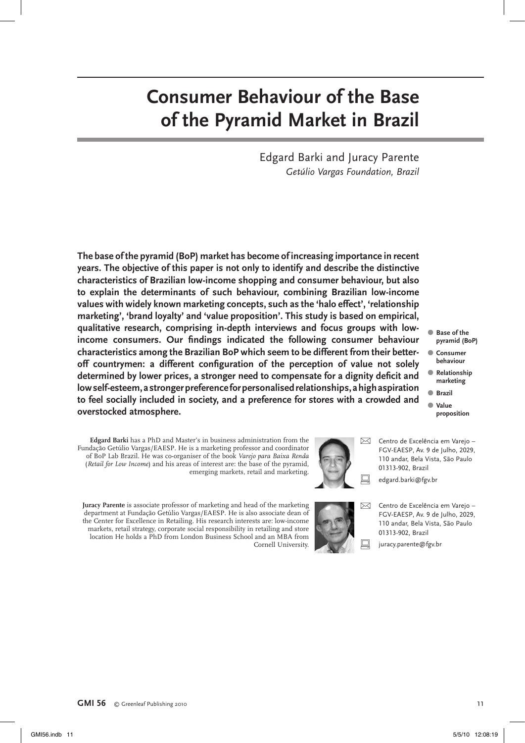# Consumer Behaviour of the Base of the Pyramid Market in Brazil

Edgard Barki and Juracy Parente
*Getúlio Vargas Foundation, Brazil*

**The base of the pyramid (BoP) market has become of increasing importance in recent years. The objective of this paper is not only to identify and describe the distinctive characteristics of Brazilian low-income shopping and consumer behaviour, but also to explain the determinants of such behaviour, combining Brazilian low-income values with widely known marketing concepts, such as the 'halo effect', 'relationship marketing', 'brand loyalty' and 'value proposition'. This study is based on empirical, qualitative research, comprising in-depth interviews and focus groups with low-income consumers. Our findings indicated the following consumer behaviour characteristics among the Brazilian BoP which seem to be different from their better-off countrymen: a different configuration of the perception of value not solely determined by lower prices, a stronger need to compensate for a dignity deficit and low self-esteem, a stronger preference for personalised relationships, a high aspiration to feel socially included in society, and a preference for stores with a crowded and overstocked atmosphere.**

- **Base of the pyramid (BoP)**
- **Consumer behaviour**
- **Relationship marketing**
- **Brazil**
- **Value proposition**

**Edgard Barki** has a PhD and Master's in business administration from the Fundação Getúlio Vargas/EAESP. He is a marketing professor and coordinator of BoP Lab Brazil. He was co-organiser of the book *Varejo para Baixa Renda* (*Retail for Low Income*) and his areas of interest are: the base of the pyramid, emerging markets, retail and marketing.

Centro de Excelência em Varejo – FGV-EAESP, Av. 9 de Julho, 2029, 110 andar, Bela Vista, São Paulo 01313-902, Brazil

edgard.barki@fgv.br

**Juracy Parente** is associate professor of marketing and head of the marketing department at Fundação Getúlio Vargas/EAESP. He is also associate dean of the Center for Excellence in Retailing. His research interests are: low-income markets, retail strategy, corporate social responsibility in retailing and store location He holds a PhD from London Business School and an MBA from Cornell University.

Centro de Excelência em Varejo – FGV-EAESP, Av. 9 de Julho, 2029, 110 andar, Bela Vista, São Paulo 01313-902, Brazil

juracy.parente@fgv.br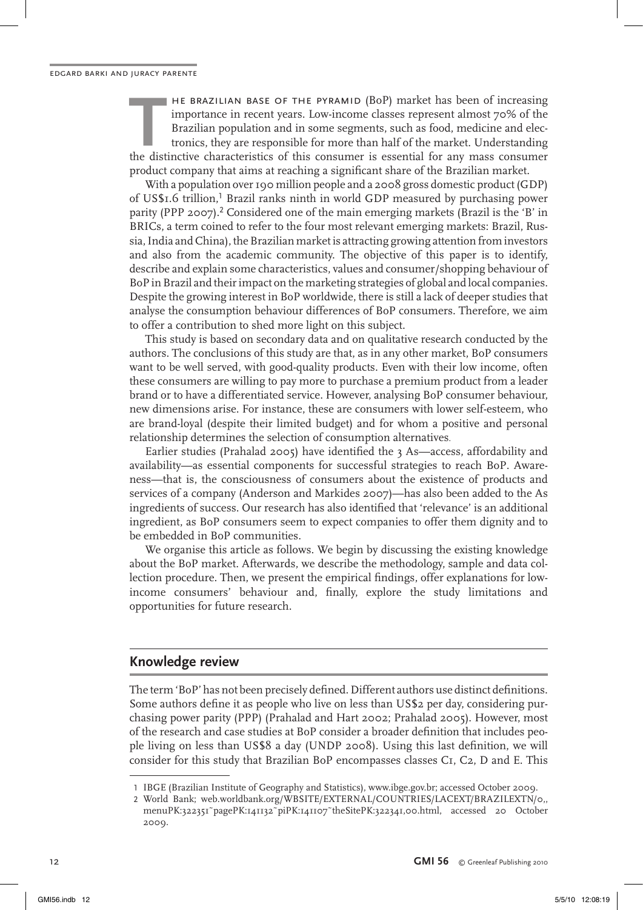The Brazilian base of the pyramid (BoP) market has been of increasing importance in recent years. Low-income classes represent almost 70% of the Brazilian population and in some segments, such as food, medicine and electronics, they are responsible for more than half of the market. Understanding the distinctive characteristics of this consumer is essential for any mass consumer product company that aims at reaching a significant share of the Brazilian market.

With a population over 190 million people and a 2008 gross domestic product (GDP) of US$1.6 trillion,[1] Brazil ranks ninth in world GDP measured by purchasing power parity (PPP 2007).[2] Considered one of the main emerging markets (Brazil is the 'B' in BRICs, a term coined to refer to the four most relevant emerging markets: Brazil, Russia, India and China), the Brazilian market is attracting growing attention from investors and also from the academic community. The objective of this paper is to identify, describe and explain some characteristics, values and consumer/shopping behaviour of BoP in Brazil and their impact on the marketing strategies of global and local companies. Despite the growing interest in BoP worldwide, there is still a lack of deeper studies that analyse the consumption behaviour differences of BoP consumers. Therefore, we aim to offer a contribution to shed more light on this subject.

This study is based on secondary data and on qualitative research conducted by the authors. The conclusions of this study are that, as in any other market, BoP consumers want to be well served, with good-quality products. Even with their low income, often these consumers are willing to pay more to purchase a premium product from a leader brand or to have a differentiated service. However, analysing BoP consumer behaviour, new dimensions arise. For instance, these are consumers with lower self-esteem, who are brand-loyal (despite their limited budget) and for whom a positive and personal relationship determines the selection of consumption alternatives.

Earlier studies (Prahalad 2005) have identified the 3 As—access, affordability and availability—as essential components for successful strategies to reach BoP. Awareness—that is, the consciousness of consumers about the existence of products and services of a company (Anderson and Markides 2007)—has also been added to the As ingredients of success. Our research has also identified that 'relevance' is an additional ingredient, as BoP consumers seem to expect companies to offer them dignity and to be embedded in BoP communities.

We organise this article as follows. We begin by discussing the existing knowledge about the BoP market. Afterwards, we describe the methodology, sample and data collection procedure. Then, we present the empirical findings, offer explanations for low-income consumers' behaviour and, finally, explore the study limitations and opportunities for future research.

## Knowledge review

The term 'BoP' has not been precisely defined. Different authors use distinct definitions. Some authors define it as people who live on less than US$2 per day, considering purchasing power parity (PPP) (Prahalad and Hart 2002; Prahalad 2005). However, most of the research and case studies at BoP consider a broader definition that includes people living on less than US$8 a day (UNDP 2008). Using this last definition, we will consider for this study that Brazilian BoP encompasses classes C1, C2, D and E. This

---

1 IBGE (Brazilian Institute of Geography and Statistics), www.ibge.gov.br; accessed October 2009.

2 World Bank; web.worldbank.org/WBSITE/EXTERNAL/COUNTRIES/LACEXT/BRAZILEXTN/0,,menuPK:322351~pagePK:141132~piPK:141107~theSitePK:322341,00.html, accessed 20 October 2009.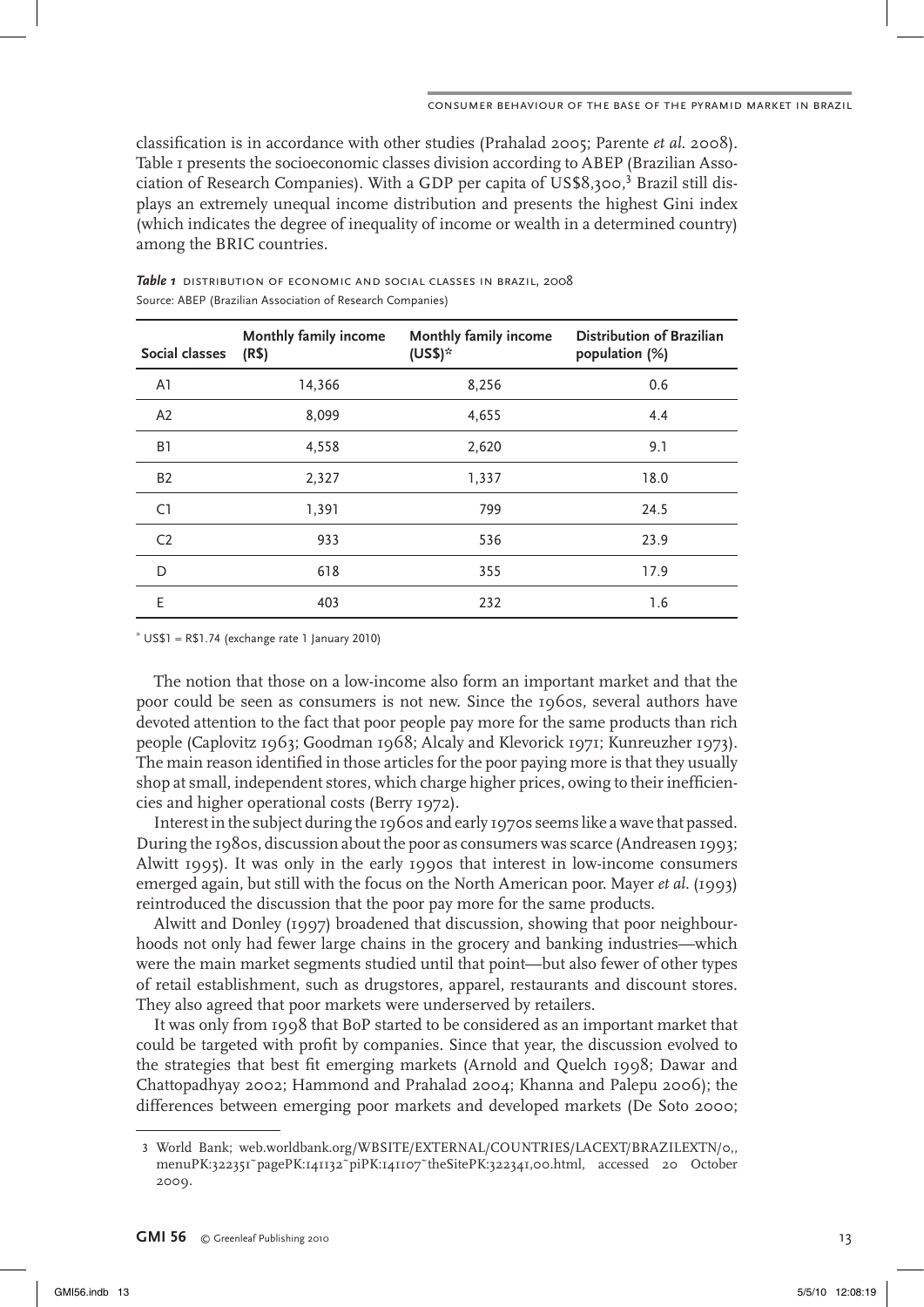classification is in accordance with other studies (Prahalad 2005; Parente *et al*. 2008). Table 1 presents the socioeconomic classes division according to ABEP (Brazilian Association of Research Companies). With a GDP per capita of US$8,300,[3] Brazil still displays an extremely unequal income distribution and presents the highest Gini index (which indicates the degree of inequality of income or wealth in a determined country) among the BRIC countries.

***Table 1*** DISTRIBUTION OF ECONOMIC AND SOCIAL CLASSES IN BRAZIL, 2008

Source: ABEP (Brazilian Association of Research Companies)

| Social classes | Monthly family income (R$) | Monthly family income (US$)* | Distribution of Brazilian population (%) |
|---|---|---|---|
| A1 | 14,366 | 8,256 | 0.6 |
| A2 | 8,099 | 4,655 | 4.4 |
| B1 | 4,558 | 2,620 | 9.1 |
| B2 | 2,327 | 1,337 | 18.0 |
| C1 | 1,391 | 799 | 24.5 |
| C2 | 933 | 536 | 23.9 |
| D | 618 | 355 | 17.9 |
| E | 403 | 232 | 1.6 |

* US$1 = R$1.74 (exchange rate 1 January 2010)

The notion that those on a low-income also form an important market and that the poor could be seen as consumers is not new. Since the 1960s, several authors have devoted attention to the fact that poor people pay more for the same products than rich people (Caplovitz 1963; Goodman 1968; Alcaly and Klevorick 1971; Kunreuzher 1973). The main reason identified in those articles for the poor paying more is that they usually shop at small, independent stores, which charge higher prices, owing to their inefficiencies and higher operational costs (Berry 1972).

Interest in the subject during the 1960s and early 1970s seems like a wave that passed. During the 1980s, discussion about the poor as consumers was scarce (Andreasen 1993; Alwitt 1995). It was only in the early 1990s that interest in low-income consumers emerged again, but still with the focus on the North American poor. Mayer *et al*. (1993) reintroduced the discussion that the poor pay more for the same products.

Alwitt and Donley (1997) broadened that discussion, showing that poor neighbourhoods not only had fewer large chains in the grocery and banking industries—which were the main market segments studied until that point—but also fewer of other types of retail establishment, such as drugstores, apparel, restaurants and discount stores. They also agreed that poor markets were underserved by retailers.

It was only from 1998 that BoP started to be considered as an important market that could be targeted with profit by companies. Since that year, the discussion evolved to the strategies that best fit emerging markets (Arnold and Quelch 1998; Dawar and Chattopadhyay 2002; Hammond and Prahalad 2004; Khanna and Palepu 2006); the differences between emerging poor markets and developed markets (De Soto 2000;

[3] World Bank; web.worldbank.org/WBSITE/EXTERNAL/COUNTRIES/LACEXT/BRAZILEXTN/0,,menuPK:322351~pagePK:141132~piPK:141107~theSitePK:322341,00.html, accessed 20 October 2009.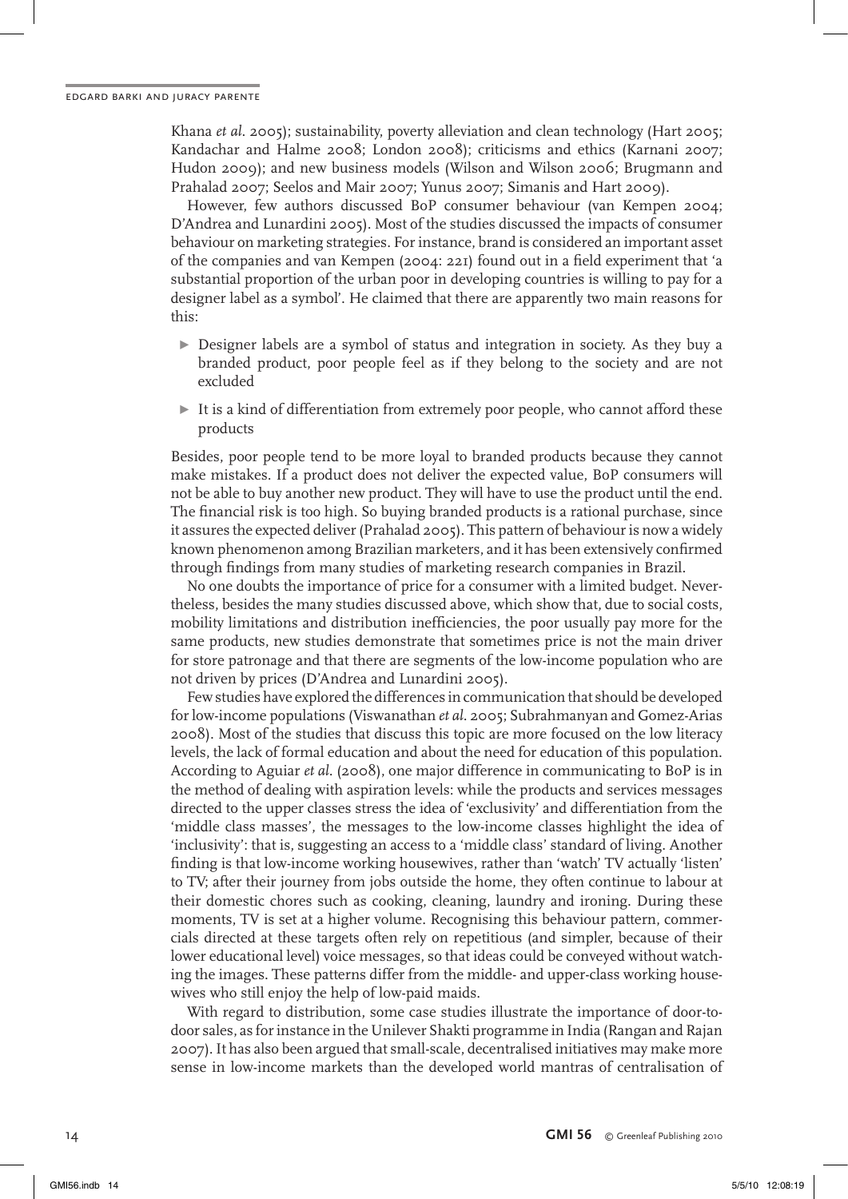Khana *et al*. 2005); sustainability, poverty alleviation and clean technology (Hart 2005; Kandachar and Halme 2008; London 2008); criticisms and ethics (Karnani 2007; Hudon 2009); and new business models (Wilson and Wilson 2006; Brugmann and Prahalad 2007; Seelos and Mair 2007; Yunus 2007; Simanis and Hart 2009).

However, few authors discussed BoP consumer behaviour (van Kempen 2004; D'Andrea and Lunardini 2005). Most of the studies discussed the impacts of consumer behaviour on marketing strategies. For instance, brand is considered an important asset of the companies and van Kempen (2004: 221) found out in a field experiment that 'a substantial proportion of the urban poor in developing countries is willing to pay for a designer label as a symbol'. He claimed that there are apparently two main reasons for this:

- Designer labels are a symbol of status and integration in society. As they buy a branded product, poor people feel as if they belong to the society and are not excluded
- It is a kind of differentiation from extremely poor people, who cannot afford these products

Besides, poor people tend to be more loyal to branded products because they cannot make mistakes. If a product does not deliver the expected value, BoP consumers will not be able to buy another new product. They will have to use the product until the end. The financial risk is too high. So buying branded products is a rational purchase, since it assures the expected deliver (Prahalad 2005). This pattern of behaviour is now a widely known phenomenon among Brazilian marketers, and it has been extensively confirmed through findings from many studies of marketing research companies in Brazil.

No one doubts the importance of price for a consumer with a limited budget. Nevertheless, besides the many studies discussed above, which show that, due to social costs, mobility limitations and distribution inefficiencies, the poor usually pay more for the same products, new studies demonstrate that sometimes price is not the main driver for store patronage and that there are segments of the low-income population who are not driven by prices (D'Andrea and Lunardini 2005).

Few studies have explored the differences in communication that should be developed for low-income populations (Viswanathan *et al*. 2005; Subrahmanyan and Gomez-Arias 2008). Most of the studies that discuss this topic are more focused on the low literacy levels, the lack of formal education and about the need for education of this population. According to Aguiar *et al*. (2008), one major difference in communicating to BoP is in the method of dealing with aspiration levels: while the products and services messages directed to the upper classes stress the idea of 'exclusivity' and differentiation from the 'middle class masses', the messages to the low-income classes highlight the idea of 'inclusivity': that is, suggesting an access to a 'middle class' standard of living. Another finding is that low-income working housewives, rather than 'watch' TV actually 'listen' to TV; after their journey from jobs outside the home, they often continue to labour at their domestic chores such as cooking, cleaning, laundry and ironing. During these moments, TV is set at a higher volume. Recognising this behaviour pattern, commercials directed at these targets often rely on repetitious (and simpler, because of their lower educational level) voice messages, so that ideas could be conveyed without watching the images. These patterns differ from the middle- and upper-class working housewives who still enjoy the help of low-paid maids.

With regard to distribution, some case studies illustrate the importance of door-to-door sales, as for instance in the Unilever Shakti programme in India (Rangan and Rajan 2007). It has also been argued that small-scale, decentralised initiatives may make more sense in low-income markets than the developed world mantras of centralisation of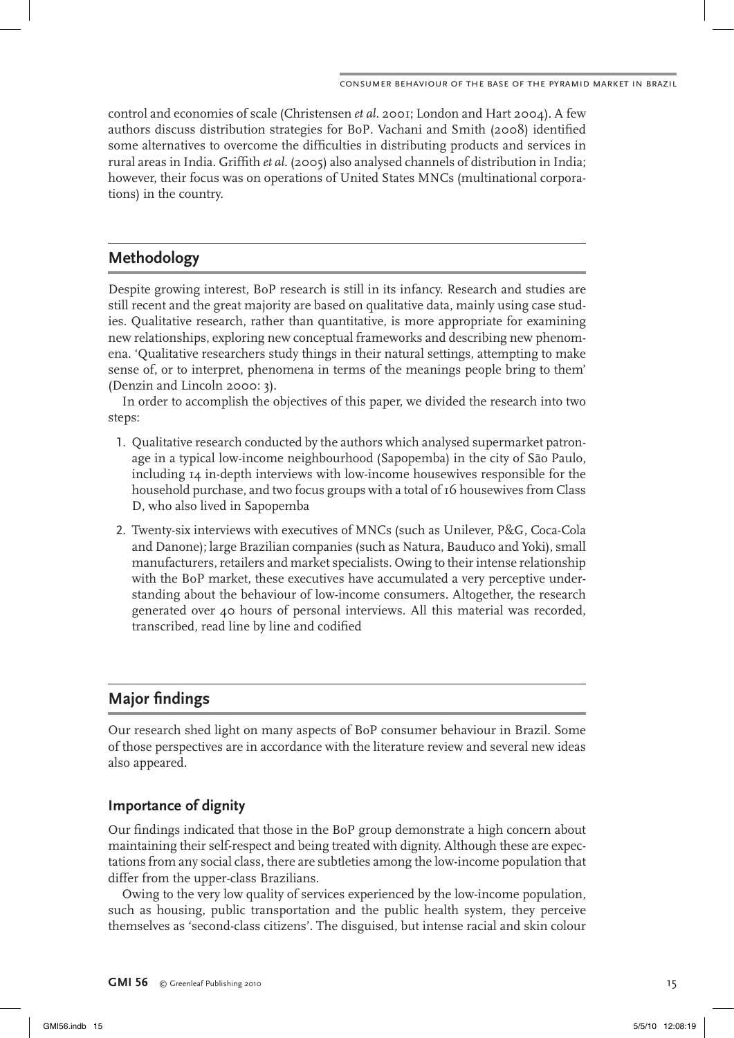control and economies of scale (Christensen *et al*. 2001; London and Hart 2004). A few authors discuss distribution strategies for BoP. Vachani and Smith (2008) identified some alternatives to overcome the difficulties in distributing products and services in rural areas in India. Griffith *et al*. (2005) also analysed channels of distribution in India; however, their focus was on operations of United States MNCs (multinational corporations) in the country.

## Methodology

Despite growing interest, BoP research is still in its infancy. Research and studies are still recent and the great majority are based on qualitative data, mainly using case studies. Qualitative research, rather than quantitative, is more appropriate for examining new relationships, exploring new conceptual frameworks and describing new phenomena. 'Qualitative researchers study things in their natural settings, attempting to make sense of, or to interpret, phenomena in terms of the meanings people bring to them' (Denzin and Lincoln 2000: 3).

In order to accomplish the objectives of this paper, we divided the research into two steps:

1. Qualitative research conducted by the authors which analysed supermarket patronage in a typical low-income neighbourhood (Sapopemba) in the city of São Paulo, including 14 in-depth interviews with low-income housewives responsible for the household purchase, and two focus groups with a total of 16 housewives from Class D, who also lived in Sapopemba
2. Twenty-six interviews with executives of MNCs (such as Unilever, P&G, Coca-Cola and Danone); large Brazilian companies (such as Natura, Bauduco and Yoki), small manufacturers, retailers and market specialists. Owing to their intense relationship with the BoP market, these executives have accumulated a very perceptive understanding about the behaviour of low-income consumers. Altogether, the research generated over 40 hours of personal interviews. All this material was recorded, transcribed, read line by line and codified

## Major findings

Our research shed light on many aspects of BoP consumer behaviour in Brazil. Some of those perspectives are in accordance with the literature review and several new ideas also appeared.

### Importance of dignity

Our findings indicated that those in the BoP group demonstrate a high concern about maintaining their self-respect and being treated with dignity. Although these are expectations from any social class, there are subtleties among the low-income population that differ from the upper-class Brazilians.

Owing to the very low quality of services experienced by the low-income population, such as housing, public transportation and the public health system, they perceive themselves as 'second-class citizens'. The disguised, but intense racial and skin colour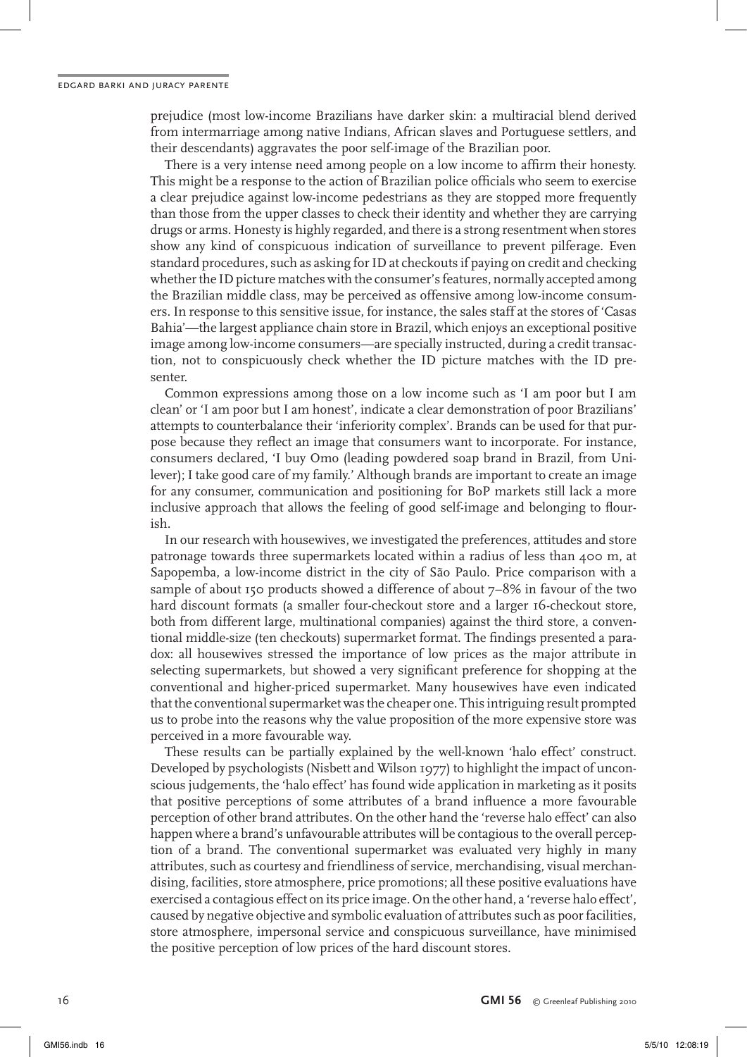prejudice (most low-income Brazilians have darker skin: a multiracial blend derived from intermarriage among native Indians, African slaves and Portuguese settlers, and their descendants) aggravates the poor self-image of the Brazilian poor.

There is a very intense need among people on a low income to affirm their honesty. This might be a response to the action of Brazilian police officials who seem to exercise a clear prejudice against low-income pedestrians as they are stopped more frequently than those from the upper classes to check their identity and whether they are carrying drugs or arms. Honesty is highly regarded, and there is a strong resentment when stores show any kind of conspicuous indication of surveillance to prevent pilferage. Even standard procedures, such as asking for ID at checkouts if paying on credit and checking whether the ID picture matches with the consumer's features, normally accepted among the Brazilian middle class, may be perceived as offensive among low-income consumers. In response to this sensitive issue, for instance, the sales staff at the stores of 'Casas Bahia'—the largest appliance chain store in Brazil, which enjoys an exceptional positive image among low-income consumers—are specially instructed, during a credit transaction, not to conspicuously check whether the ID picture matches with the ID presenter.

Common expressions among those on a low income such as 'I am poor but I am clean' or 'I am poor but I am honest', indicate a clear demonstration of poor Brazilians' attempts to counterbalance their 'inferiority complex'. Brands can be used for that purpose because they reflect an image that consumers want to incorporate. For instance, consumers declared, 'I buy Omo (leading powdered soap brand in Brazil, from Unilever); I take good care of my family.' Although brands are important to create an image for any consumer, communication and positioning for BoP markets still lack a more inclusive approach that allows the feeling of good self-image and belonging to flourish.

In our research with housewives, we investigated the preferences, attitudes and store patronage towards three supermarkets located within a radius of less than 400 m, at Sapopemba, a low-income district in the city of São Paulo. Price comparison with a sample of about 150 products showed a difference of about 7–8% in favour of the two hard discount formats (a smaller four-checkout store and a larger 16-checkout store, both from different large, multinational companies) against the third store, a conventional middle-size (ten checkouts) supermarket format. The findings presented a paradox: all housewives stressed the importance of low prices as the major attribute in selecting supermarkets, but showed a very significant preference for shopping at the conventional and higher-priced supermarket. Many housewives have even indicated that the conventional supermarket was the cheaper one. This intriguing result prompted us to probe into the reasons why the value proposition of the more expensive store was perceived in a more favourable way.

These results can be partially explained by the well-known 'halo effect' construct. Developed by psychologists (Nisbett and Wilson 1977) to highlight the impact of unconscious judgements, the 'halo effect' has found wide application in marketing as it posits that positive perceptions of some attributes of a brand influence a more favourable perception of other brand attributes. On the other hand the 'reverse halo effect' can also happen where a brand's unfavourable attributes will be contagious to the overall perception of a brand. The conventional supermarket was evaluated very highly in many attributes, such as courtesy and friendliness of service, merchandising, visual merchandising, facilities, store atmosphere, price promotions; all these positive evaluations have exercised a contagious effect on its price image. On the other hand, a 'reverse halo effect', caused by negative objective and symbolic evaluation of attributes such as poor facilities, store atmosphere, impersonal service and conspicuous surveillance, have minimised the positive perception of low prices of the hard discount stores.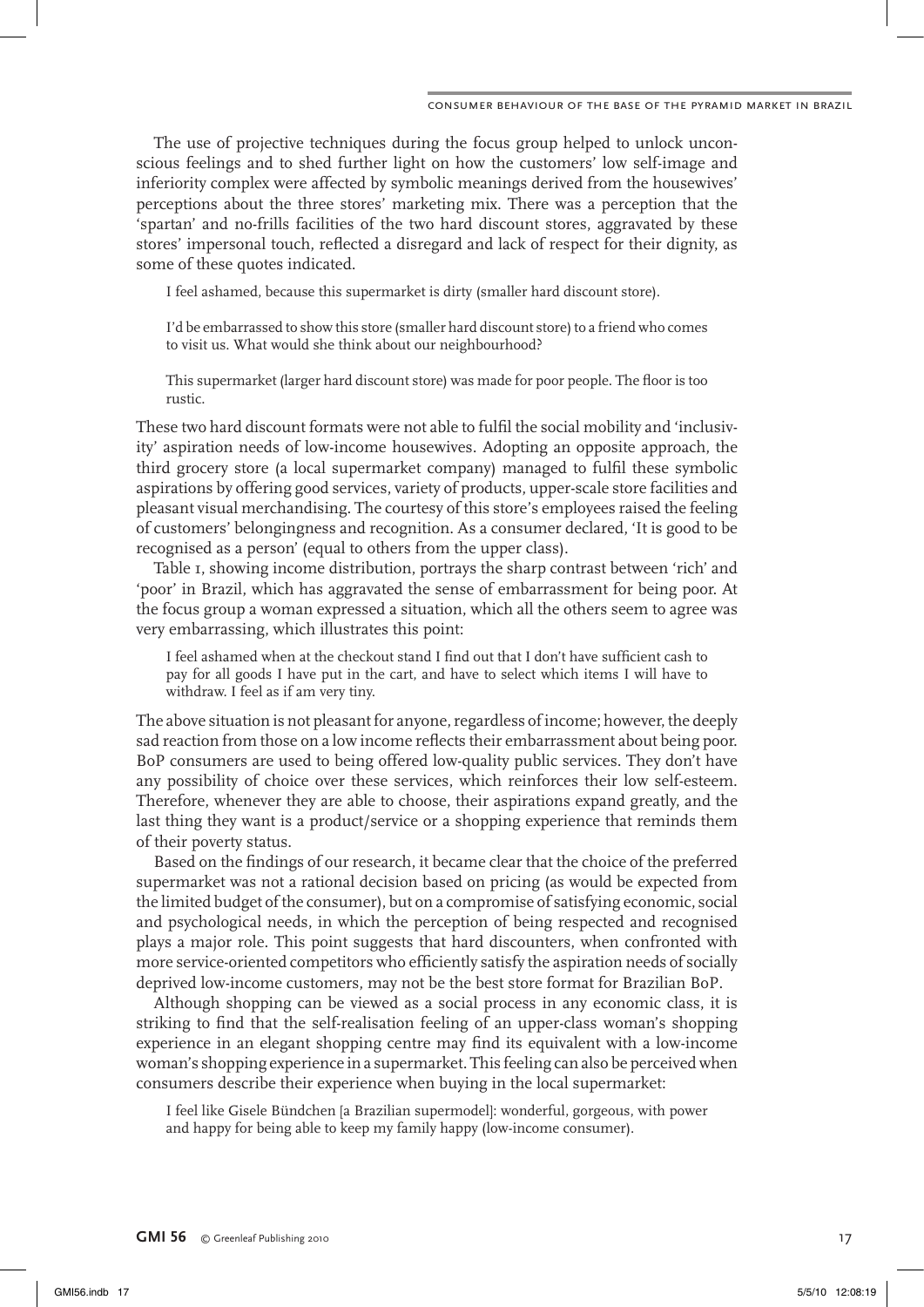The use of projective techniques during the focus group helped to unlock unconscious feelings and to shed further light on how the customers' low self-image and inferiority complex were affected by symbolic meanings derived from the housewives' perceptions about the three stores' marketing mix. There was a perception that the 'spartan' and no-frills facilities of the two hard discount stores, aggravated by these stores' impersonal touch, reflected a disregard and lack of respect for their dignity, as some of these quotes indicated.

> I feel ashamed, because this supermarket is dirty (smaller hard discount store).

> I'd be embarrassed to show this store (smaller hard discount store) to a friend who comes to visit us. What would she think about our neighbourhood?

> This supermarket (larger hard discount store) was made for poor people. The floor is too rustic.

These two hard discount formats were not able to fulfil the social mobility and 'inclusivity' aspiration needs of low-income housewives. Adopting an opposite approach, the third grocery store (a local supermarket company) managed to fulfil these symbolic aspirations by offering good services, variety of products, upper-scale store facilities and pleasant visual merchandising. The courtesy of this store's employees raised the feeling of customers' belongingness and recognition. As a consumer declared, 'It is good to be recognised as a person' (equal to others from the upper class).

Table 1, showing income distribution, portrays the sharp contrast between 'rich' and 'poor' in Brazil, which has aggravated the sense of embarrassment for being poor. At the focus group a woman expressed a situation, which all the others seem to agree was very embarrassing, which illustrates this point:

> I feel ashamed when at the checkout stand I find out that I don't have sufficient cash to pay for all goods I have put in the cart, and have to select which items I will have to withdraw. I feel as if am very tiny.

The above situation is not pleasant for anyone, regardless of income; however, the deeply sad reaction from those on a low income reflects their embarrassment about being poor. BoP consumers are used to being offered low-quality public services. They don't have any possibility of choice over these services, which reinforces their low self-esteem. Therefore, whenever they are able to choose, their aspirations expand greatly, and the last thing they want is a product/service or a shopping experience that reminds them of their poverty status.

Based on the findings of our research, it became clear that the choice of the preferred supermarket was not a rational decision based on pricing (as would be expected from the limited budget of the consumer), but on a compromise of satisfying economic, social and psychological needs, in which the perception of being respected and recognised plays a major role. This point suggests that hard discounters, when confronted with more service-oriented competitors who efficiently satisfy the aspiration needs of socially deprived low-income customers, may not be the best store format for Brazilian BoP.

Although shopping can be viewed as a social process in any economic class, it is striking to find that the self-realisation feeling of an upper-class woman's shopping experience in an elegant shopping centre may find its equivalent with a low-income woman's shopping experience in a supermarket. This feeling can also be perceived when consumers describe their experience when buying in the local supermarket:

> I feel like Gisele Bündchen [a Brazilian supermodel]: wonderful, gorgeous, with power and happy for being able to keep my family happy (low-income consumer).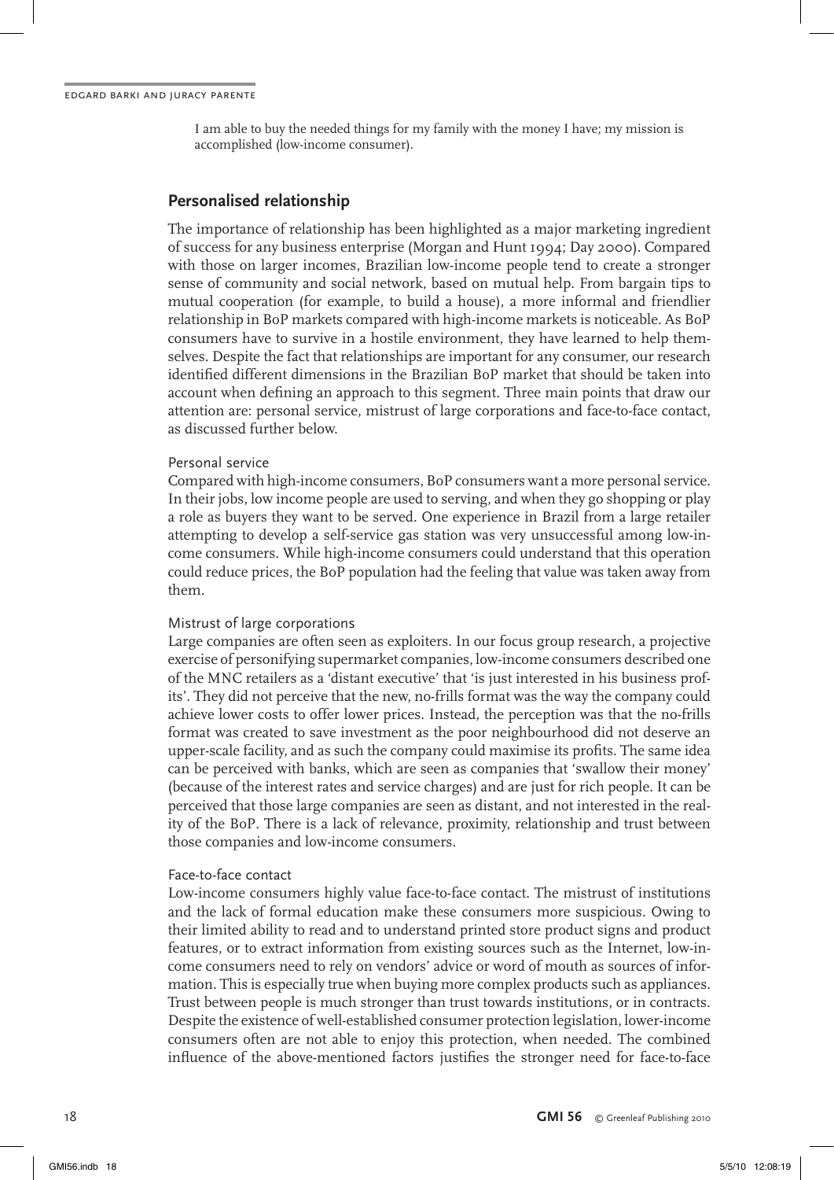I am able to buy the needed things for my family with the money I have; my mission is accomplished (low-income consumer).

## Personalised relationship

The importance of relationship has been highlighted as a major marketing ingredient of success for any business enterprise (Morgan and Hunt 1994; Day 2000). Compared with those on larger incomes, Brazilian low-income people tend to create a stronger sense of community and social network, based on mutual help. From bargain tips to mutual cooperation (for example, to build a house), a more informal and friendlier relationship in BoP markets compared with high-income markets is noticeable. As BoP consumers have to survive in a hostile environment, they have learned to help themselves. Despite the fact that relationships are important for any consumer, our research identified different dimensions in the Brazilian BoP market that should be taken into account when defining an approach to this segment. Three main points that draw our attention are: personal service, mistrust of large corporations and face-to-face contact, as discussed further below.

### Personal service

Compared with high-income consumers, BoP consumers want a more personal service. In their jobs, low income people are used to serving, and when they go shopping or play a role as buyers they want to be served. One experience in Brazil from a large retailer attempting to develop a self-service gas station was very unsuccessful among low-income consumers. While high-income consumers could understand that this operation could reduce prices, the BoP population had the feeling that value was taken away from them.

### Mistrust of large corporations

Large companies are often seen as exploiters. In our focus group research, a projective exercise of personifying supermarket companies, low-income consumers described one of the MNC retailers as a 'distant executive' that 'is just interested in his business profits'. They did not perceive that the new, no-frills format was the way the company could achieve lower costs to offer lower prices. Instead, the perception was that the no-frills format was created to save investment as the poor neighbourhood did not deserve an upper-scale facility, and as such the company could maximise its profits. The same idea can be perceived with banks, which are seen as companies that 'swallow their money' (because of the interest rates and service charges) and are just for rich people. It can be perceived that those large companies are seen as distant, and not interested in the reality of the BoP. There is a lack of relevance, proximity, relationship and trust between those companies and low-income consumers.

### Face-to-face contact

Low-income consumers highly value face-to-face contact. The mistrust of institutions and the lack of formal education make these consumers more suspicious. Owing to their limited ability to read and to understand printed store product signs and product features, or to extract information from existing sources such as the Internet, low-income consumers need to rely on vendors' advice or word of mouth as sources of information. This is especially true when buying more complex products such as appliances. Trust between people is much stronger than trust towards institutions, or in contracts. Despite the existence of well-established consumer protection legislation, lower-income consumers often are not able to enjoy this protection, when needed. The combined influence of the above-mentioned factors justifies the stronger need for face-to-face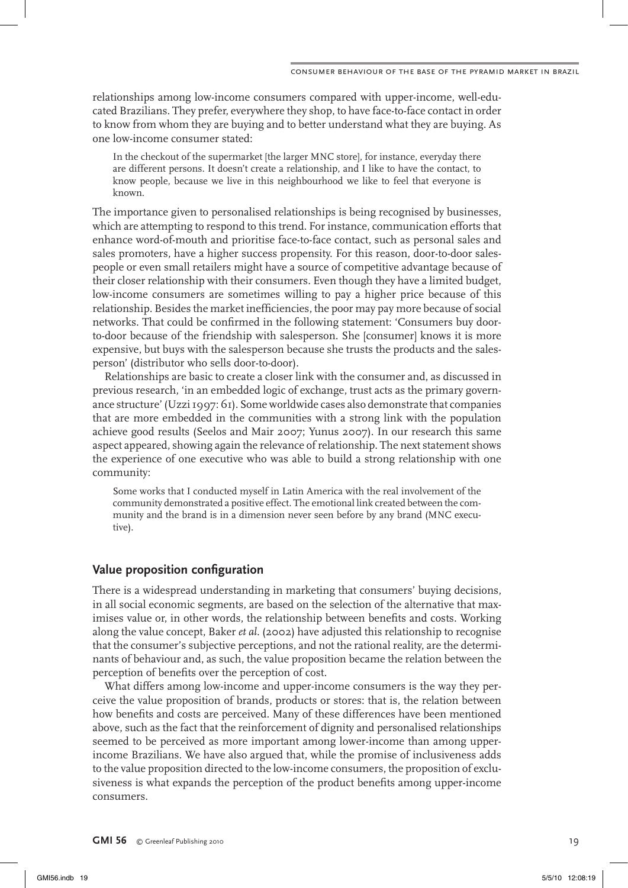relationships among low-income consumers compared with upper-income, well-educated Brazilians. They prefer, everywhere they shop, to have face-to-face contact in order to know from whom they are buying and to better understand what they are buying. As one low-income consumer stated:

> In the checkout of the supermarket [the larger MNC store], for instance, everyday there are different persons. It doesn't create a relationship, and I like to have the contact, to know people, because we live in this neighbourhood we like to feel that everyone is known.

The importance given to personalised relationships is being recognised by businesses, which are attempting to respond to this trend. For instance, communication efforts that enhance word-of-mouth and prioritise face-to-face contact, such as personal sales and sales promoters, have a higher success propensity. For this reason, door-to-door salespeople or even small retailers might have a source of competitive advantage because of their closer relationship with their consumers. Even though they have a limited budget, low-income consumers are sometimes willing to pay a higher price because of this relationship. Besides the market inefficiencies, the poor may pay more because of social networks. That could be confirmed in the following statement: 'Consumers buy door-to-door because of the friendship with salesperson. She [consumer] knows it is more expensive, but buys with the salesperson because she trusts the products and the salesperson' (distributor who sells door-to-door).

Relationships are basic to create a closer link with the consumer and, as discussed in previous research, 'in an embedded logic of exchange, trust acts as the primary governance structure' (Uzzi 1997: 61). Some worldwide cases also demonstrate that companies that are more embedded in the communities with a strong link with the population achieve good results (Seelos and Mair 2007; Yunus 2007). In our research this same aspect appeared, showing again the relevance of relationship. The next statement shows the experience of one executive who was able to build a strong relationship with one community:

> Some works that I conducted myself in Latin America with the real involvement of the community demonstrated a positive effect. The emotional link created between the community and the brand is in a dimension never seen before by any brand (MNC executive).

## Value proposition configuration

There is a widespread understanding in marketing that consumers' buying decisions, in all social economic segments, are based on the selection of the alternative that maximises value or, in other words, the relationship between benefits and costs. Working along the value concept, Baker *et al.* (2002) have adjusted this relationship to recognise that the consumer's subjective perceptions, and not the rational reality, are the determinants of behaviour and, as such, the value proposition became the relation between the perception of benefits over the perception of cost.

What differs among low-income and upper-income consumers is the way they perceive the value proposition of brands, products or stores: that is, the relation between how benefits and costs are perceived. Many of these differences have been mentioned above, such as the fact that the reinforcement of dignity and personalised relationships seemed to be perceived as more important among lower-income than among upper-income Brazilians. We have also argued that, while the promise of inclusiveness adds to the value proposition directed to the low-income consumers, the proposition of exclusiveness is what expands the perception of the product benefits among upper-income consumers.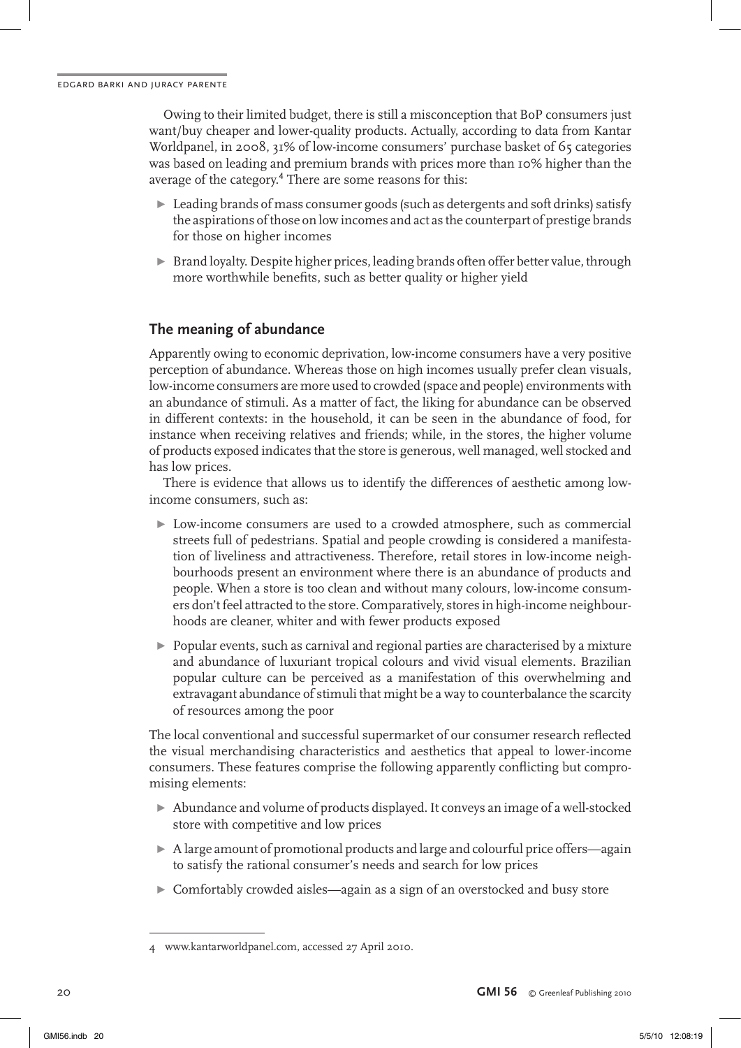Owing to their limited budget, there is still a misconception that BoP consumers just want/buy cheaper and lower-quality products. Actually, according to data from Kantar Worldpanel, in 2008, 31% of low-income consumers' purchase basket of 65 categories was based on leading and premium brands with prices more than 10% higher than the average of the category.[4] There are some reasons for this:

- Leading brands of mass consumer goods (such as detergents and soft drinks) satisfy the aspirations of those on low incomes and act as the counterpart of prestige brands for those on higher incomes
- Brand loyalty. Despite higher prices, leading brands often offer better value, through more worthwhile benefits, such as better quality or higher yield

## The meaning of abundance

Apparently owing to economic deprivation, low-income consumers have a very positive perception of abundance. Whereas those on high incomes usually prefer clean visuals, low-income consumers are more used to crowded (space and people) environments with an abundance of stimuli. As a matter of fact, the liking for abundance can be observed in different contexts: in the household, it can be seen in the abundance of food, for instance when receiving relatives and friends; while, in the stores, the higher volume of products exposed indicates that the store is generous, well managed, well stocked and has low prices.

There is evidence that allows us to identify the differences of aesthetic among low-income consumers, such as:

- Low-income consumers are used to a crowded atmosphere, such as commercial streets full of pedestrians. Spatial and people crowding is considered a manifestation of liveliness and attractiveness. Therefore, retail stores in low-income neighbourhoods present an environment where there is an abundance of products and people. When a store is too clean and without many colours, low-income consumers don't feel attracted to the store. Comparatively, stores in high-income neighbourhoods are cleaner, whiter and with fewer products exposed
- Popular events, such as carnival and regional parties are characterised by a mixture and abundance of luxuriant tropical colours and vivid visual elements. Brazilian popular culture can be perceived as a manifestation of this overwhelming and extravagant abundance of stimuli that might be a way to counterbalance the scarcity of resources among the poor

The local conventional and successful supermarket of our consumer research reflected the visual merchandising characteristics and aesthetics that appeal to lower-income consumers. These features comprise the following apparently conflicting but compromising elements:

- Abundance and volume of products displayed. It conveys an image of a well-stocked store with competitive and low prices
- A large amount of promotional products and large and colourful price offers—again to satisfy the rational consumer's needs and search for low prices
- Comfortably crowded aisles—again as a sign of an overstocked and busy store

---

4 www.kantarworldpanel.com, accessed 27 April 2010.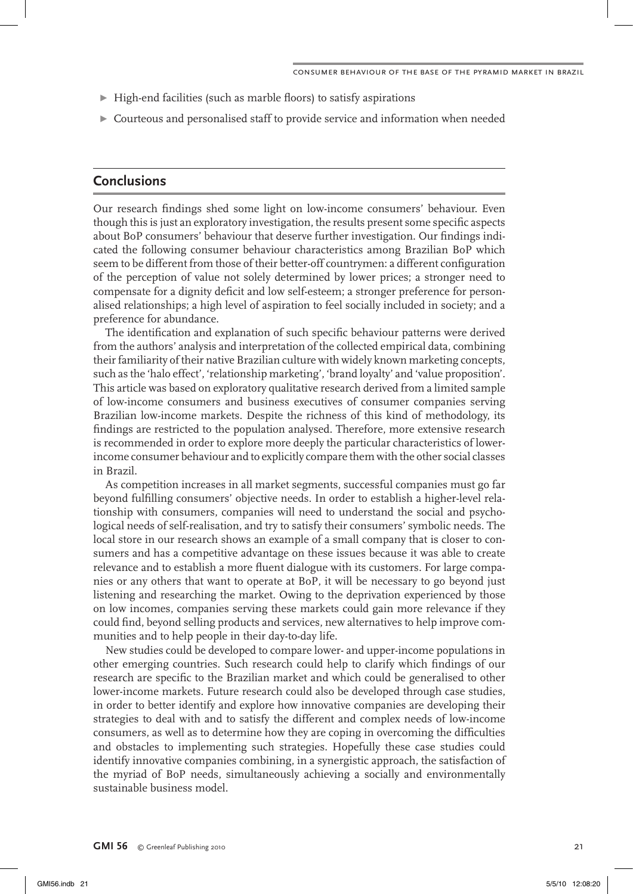- High-end facilities (such as marble floors) to satisfy aspirations
- Courteous and personalised staff to provide service and information when needed

## Conclusions

Our research findings shed some light on low-income consumers' behaviour. Even though this is just an exploratory investigation, the results present some specific aspects about BoP consumers' behaviour that deserve further investigation. Our findings indicated the following consumer behaviour characteristics among Brazilian BoP which seem to be different from those of their better-off countrymen: a different configuration of the perception of value not solely determined by lower prices; a stronger need to compensate for a dignity deficit and low self-esteem; a stronger preference for personalised relationships; a high level of aspiration to feel socially included in society; and a preference for abundance.

The identification and explanation of such specific behaviour patterns were derived from the authors' analysis and interpretation of the collected empirical data, combining their familiarity of their native Brazilian culture with widely known marketing concepts, such as the 'halo effect', 'relationship marketing', 'brand loyalty' and 'value proposition'. This article was based on exploratory qualitative research derived from a limited sample of low-income consumers and business executives of consumer companies serving Brazilian low-income markets. Despite the richness of this kind of methodology, its findings are restricted to the population analysed. Therefore, more extensive research is recommended in order to explore more deeply the particular characteristics of lower-income consumer behaviour and to explicitly compare them with the other social classes in Brazil.

As competition increases in all market segments, successful companies must go far beyond fulfilling consumers' objective needs. In order to establish a higher-level relationship with consumers, companies will need to understand the social and psychological needs of self-realisation, and try to satisfy their consumers' symbolic needs. The local store in our research shows an example of a small company that is closer to consumers and has a competitive advantage on these issues because it was able to create relevance and to establish a more fluent dialogue with its customers. For large companies or any others that want to operate at BoP, it will be necessary to go beyond just listening and researching the market. Owing to the deprivation experienced by those on low incomes, companies serving these markets could gain more relevance if they could find, beyond selling products and services, new alternatives to help improve communities and to help people in their day-to-day life.

New studies could be developed to compare lower- and upper-income populations in other emerging countries. Such research could help to clarify which findings of our research are specific to the Brazilian market and which could be generalised to other lower-income markets. Future research could also be developed through case studies, in order to better identify and explore how innovative companies are developing their strategies to deal with and to satisfy the different and complex needs of low-income consumers, as well as to determine how they are coping in overcoming the difficulties and obstacles to implementing such strategies. Hopefully these case studies could identify innovative companies combining, in a synergistic approach, the satisfaction of the myriad of BoP needs, simultaneously achieving a socially and environmentally sustainable business model.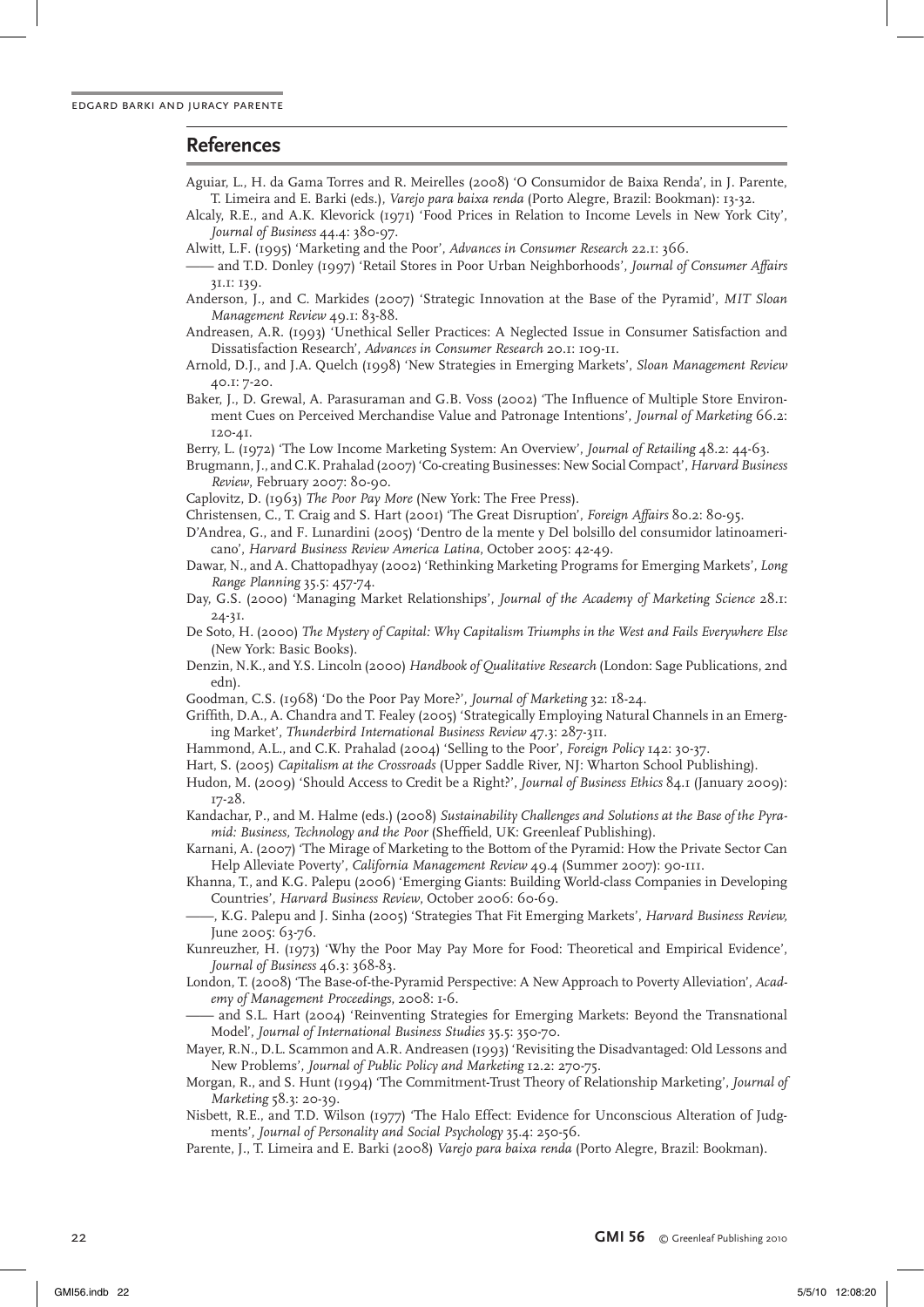## References

Aguiar, L., H. da Gama Torres and R. Meirelles (2008) 'O Consumidor de Baixa Renda', in J. Parente, T. Limeira and E. Barki (eds.), *Varejo para baixa renda* (Porto Alegre, Brazil: Bookman): 13-32.

Alcaly, R.E., and A.K. Klevorick (1971) 'Food Prices in Relation to Income Levels in New York City', *Journal of Business* 44.4: 380-97.

Alwitt, L.F. (1995) 'Marketing and the Poor', *Advances in Consumer Research* 22.1: 366.

—— and T.D. Donley (1997) 'Retail Stores in Poor Urban Neighborhoods', *Journal of Consumer Affairs* 31.1: 139.

Anderson, J., and C. Markides (2007) 'Strategic Innovation at the Base of the Pyramid', *MIT Sloan Management Review* 49.1: 83-88.

Andreasen, A.R. (1993) 'Unethical Seller Practices: A Neglected Issue in Consumer Satisfaction and Dissatisfaction Research', *Advances in Consumer Research* 20.1: 109-11.

Arnold, D.J., and J.A. Quelch (1998) 'New Strategies in Emerging Markets', *Sloan Management Review* 40.1: 7-20.

Baker, J., D. Grewal, A. Parasuraman and G.B. Voss (2002) 'The Influence of Multiple Store Environment Cues on Perceived Merchandise Value and Patronage Intentions', *Journal of Marketing* 66.2: 120-41.

Berry, L. (1972) 'The Low Income Marketing System: An Overview', *Journal of Retailing* 48.2: 44-63.

Brugmann, J., and C.K. Prahalad (2007) 'Co-creating Businesses: New Social Compact', *Harvard Business Review*, February 2007: 80-90.

Caplovitz, D. (1963) *The Poor Pay More* (New York: The Free Press).

Christensen, C., T. Craig and S. Hart (2001) 'The Great Disruption', *Foreign Affairs* 80.2: 80-95.

D'Andrea, G., and F. Lunardini (2005) 'Dentro de la mente y Del bolsillo del consumidor latinoamericano', *Harvard Business Review America Latina*, October 2005: 42-49.

Dawar, N., and A. Chattopadhyay (2002) 'Rethinking Marketing Programs for Emerging Markets', *Long Range Planning* 35.5: 457-74.

Day, G.S. (2000) 'Managing Market Relationships', *Journal of the Academy of Marketing Science* 28.1: 24-31.

De Soto, H. (2000) *The Mystery of Capital: Why Capitalism Triumphs in the West and Fails Everywhere Else* (New York: Basic Books).

Denzin, N.K., and Y.S. Lincoln (2000) *Handbook of Qualitative Research* (London: Sage Publications, 2nd edn).

Goodman, C.S. (1968) 'Do the Poor Pay More?', *Journal of Marketing* 32: 18-24.

Griffith, D.A., A. Chandra and T. Fealey (2005) 'Strategically Employing Natural Channels in an Emerging Market', *Thunderbird International Business Review* 47.3: 287-311.

Hammond, A.L., and C.K. Prahalad (2004) 'Selling to the Poor', *Foreign Policy* 142: 30-37.

Hart, S. (2005) *Capitalism at the Crossroads* (Upper Saddle River, NJ: Wharton School Publishing).

Hudon, M. (2009) 'Should Access to Credit be a Right?', *Journal of Business Ethics* 84.1 (January 2009): 17-28.

Kandachar, P., and M. Halme (eds.) (2008) *Sustainability Challenges and Solutions at the Base of the Pyramid: Business, Technology and the Poor* (Sheffield, UK: Greenleaf Publishing).

Karnani, A. (2007) 'The Mirage of Marketing to the Bottom of the Pyramid: How the Private Sector Can Help Alleviate Poverty', *California Management Review* 49.4 (Summer 2007): 90-111.

Khanna, T., and K.G. Palepu (2006) 'Emerging Giants: Building World-class Companies in Developing Countries', *Harvard Business Review*, October 2006: 60-69.

——, K.G. Palepu and J. Sinha (2005) 'Strategies That Fit Emerging Markets', *Harvard Business Review,* June 2005: 63-76.

Kunreuzher, H. (1973) 'Why the Poor May Pay More for Food: Theoretical and Empirical Evidence', *Journal of Business* 46.3: 368-83.

London, T. (2008) 'The Base-of-the-Pyramid Perspective: A New Approach to Poverty Alleviation', *Academy of Management Proceedings*, 2008: 1-6.

—— and S.L. Hart (2004) 'Reinventing Strategies for Emerging Markets: Beyond the Transnational Model', *Journal of International Business Studies* 35.5: 350-70.

Mayer, R.N., D.L. Scammon and A.R. Andreasen (1993) 'Revisiting the Disadvantaged: Old Lessons and New Problems', *Journal of Public Policy and Marketing* 12.2: 270-75.

Morgan, R., and S. Hunt (1994) 'The Commitment-Trust Theory of Relationship Marketing', *Journal of Marketing* 58.3: 20-39.

Nisbett, R.E., and T.D. Wilson (1977) 'The Halo Effect: Evidence for Unconscious Alteration of Judgments', *Journal of Personality and Social Psychology* 35.4: 250-56.

Parente, J., T. Limeira and E. Barki (2008) *Varejo para baixa renda* (Porto Alegre, Brazil: Bookman).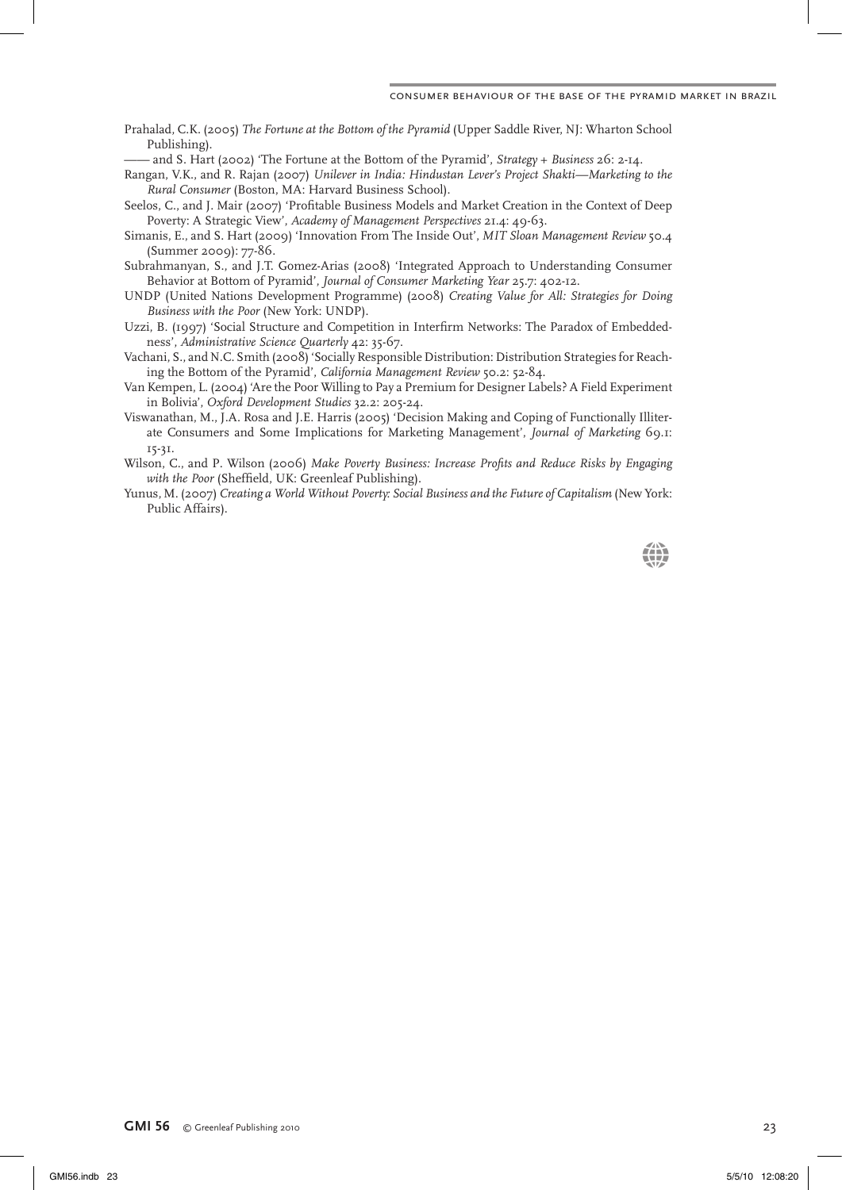Prahalad, C.K. (2005) *The Fortune at the Bottom of the Pyramid* (Upper Saddle River, NJ: Wharton School Publishing).

—— and S. Hart (2002) 'The Fortune at the Bottom of the Pyramid', *Strategy + Business* 26: 2-14.

Rangan, V.K., and R. Rajan (2007) *Unilever in India: Hindustan Lever's Project Shakti—Marketing to the Rural Consumer* (Boston, MA: Harvard Business School).

Seelos, C., and J. Mair (2007) 'Profitable Business Models and Market Creation in the Context of Deep Poverty: A Strategic View', *Academy of Management Perspectives* 21.4: 49-63.

Simanis, E., and S. Hart (2009) 'Innovation From The Inside Out', *MIT Sloan Management Review* 50.4 (Summer 2009): 77-86.

Subrahmanyan, S., and J.T. Gomez-Arias (2008) 'Integrated Approach to Understanding Consumer Behavior at Bottom of Pyramid', *Journal of Consumer Marketing Year* 25.7: 402-12.

UNDP (United Nations Development Programme) (2008) *Creating Value for All: Strategies for Doing Business with the Poor* (New York: UNDP).

Uzzi, B. (1997) 'Social Structure and Competition in Interfirm Networks: The Paradox of Embeddedness', *Administrative Science Quarterly* 42: 35-67.

Vachani, S., and N.C. Smith (2008) 'Socially Responsible Distribution: Distribution Strategies for Reaching the Bottom of the Pyramid', *California Management Review* 50.2: 52-84.

Van Kempen, L. (2004) 'Are the Poor Willing to Pay a Premium for Designer Labels? A Field Experiment in Bolivia', *Oxford Development Studies* 32.2: 205-24.

Viswanathan, M., J.A. Rosa and J.E. Harris (2005) 'Decision Making and Coping of Functionally Illiterate Consumers and Some Implications for Marketing Management', *Journal of Marketing* 69.1: 15-31.

Wilson, C., and P. Wilson (2006) *Make Poverty Business: Increase Profits and Reduce Risks by Engaging with the Poor* (Sheffield, UK: Greenleaf Publishing).

Yunus, M. (2007) *Creating a World Without Poverty: Social Business and the Future of Capitalism* (New York: Public Affairs).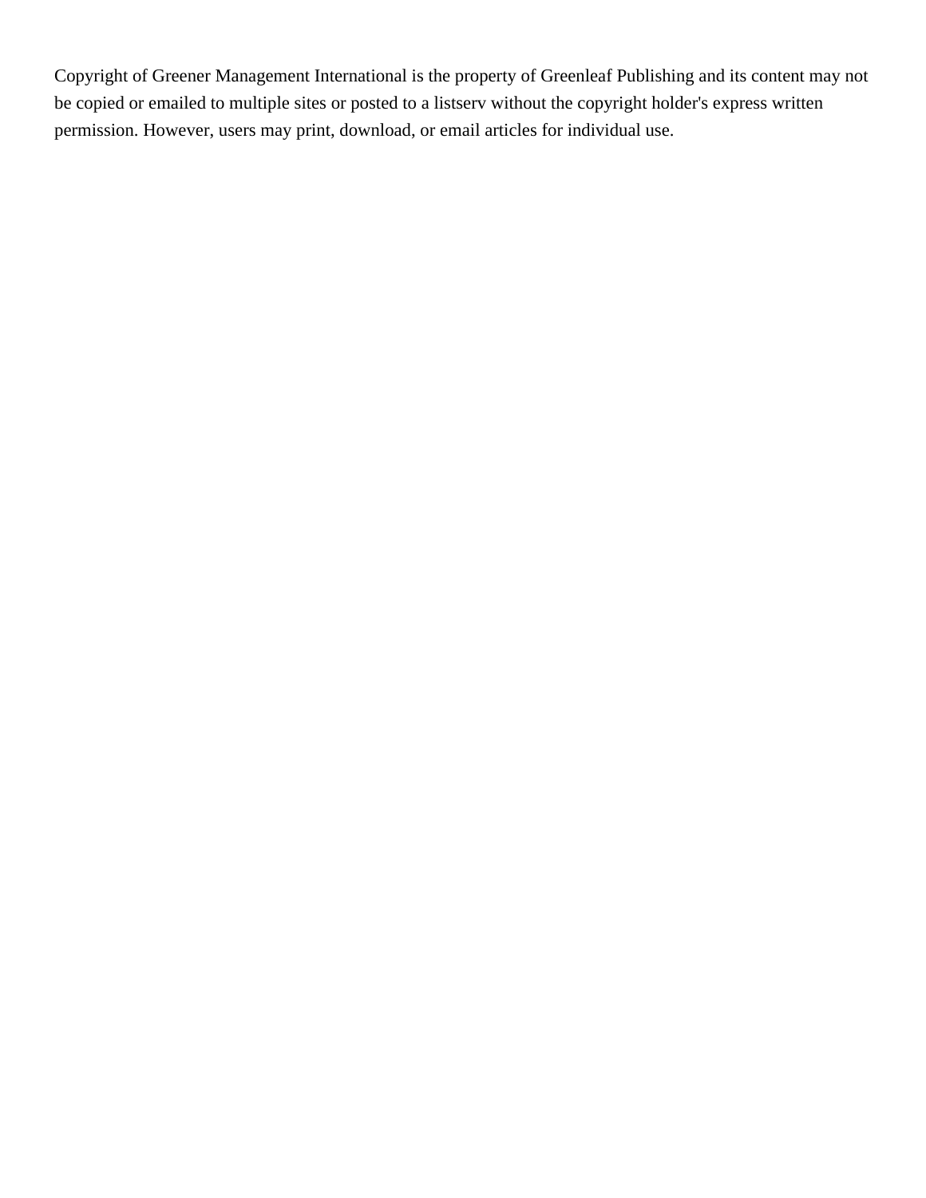Copyright of Greener Management International is the property of Greenleaf Publishing and its content may not be copied or emailed to multiple sites or posted to a listserv without the copyright holder's express written permission. However, users may print, download, or email articles for individual use.